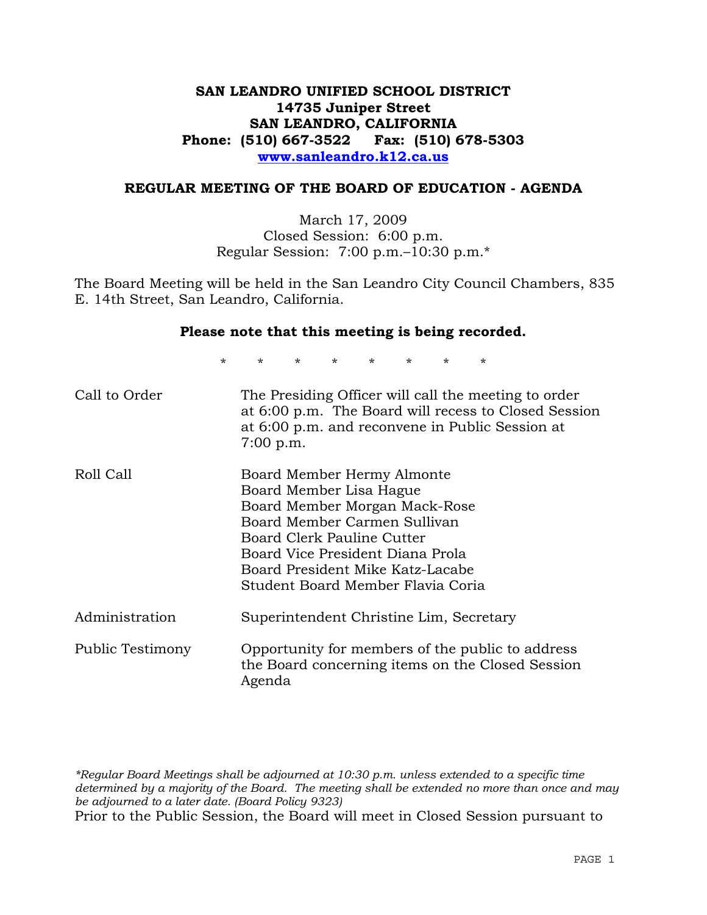# SAN LEANDRO UNIFIED SCHOOL DISTRICT
**14735 Juniper Street**
**SAN LEANDRO, CALIFORNIA**
**Phone: (510) 667-3522 Fax: (510) 678-5303**
**www.sanleandro.k12.ca.us**

## REGULAR MEETING OF THE BOARD OF EDUCATION - AGENDA

March 17, 2009
Closed Session: 6:00 p.m.
Regular Session: 7:00 p.m.–10:30 p.m.*

The Board Meeting will be held in the San Leandro City Council Chambers, 835 E. 14th Street, San Leandro, California.

**Please note that this meeting is being recorded.**

\* \* \* \* \* \* \* \*

| | |
|---|---|
| Call to Order | The Presiding Officer will call the meeting to order at 6:00 p.m. The Board will recess to Closed Session at 6:00 p.m. and reconvene in Public Session at 7:00 p.m. |
| Roll Call | Board Member Hermy Almonte<br>Board Member Lisa Hague<br>Board Member Morgan Mack-Rose<br>Board Member Carmen Sullivan<br>Board Clerk Pauline Cutter<br>Board Vice President Diana Prola<br>Board President Mike Katz-Lacabe<br>Student Board Member Flavia Coria |
| Administration | Superintendent Christine Lim, Secretary |
| Public Testimony | Opportunity for members of the public to address the Board concerning items on the Closed Session Agenda |

*\*Regular Board Meetings shall be adjourned at 10:30 p.m. unless extended to a specific time determined by a majority of the Board. The meeting shall be extended no more than once and may be adjourned to a later date. (Board Policy 9323)*

Prior to the Public Session, the Board will meet in Closed Session pursuant to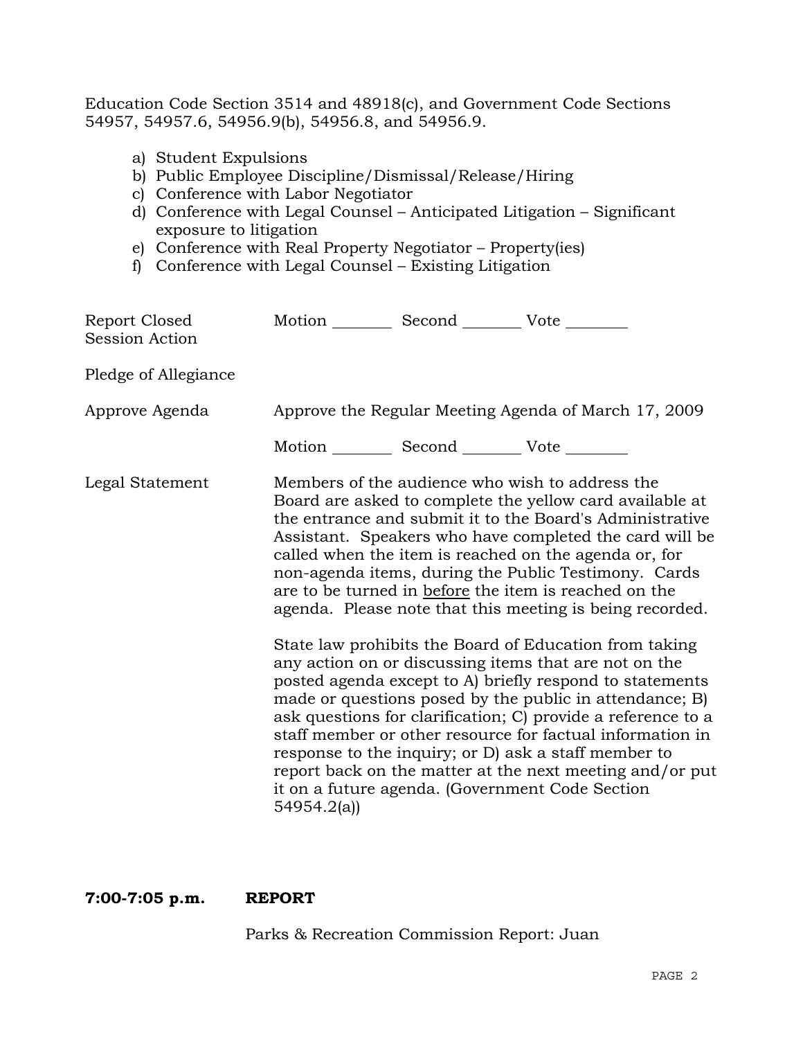Education Code Section 3514 and 48918(c), and Government Code Sections 54957, 54957.6, 54956.9(b), 54956.8, and 54956.9.

a) Student Expulsions
b) Public Employee Discipline/Dismissal/Release/Hiring
c) Conference with Labor Negotiator
d) Conference with Legal Counsel – Anticipated Litigation – Significant exposure to litigation
e) Conference with Real Property Negotiator – Property(ies)
f) Conference with Legal Counsel – Existing Litigation

Report Closed Session Action — Motion ________ Second ________ Vote ________

Pledge of Allegiance

Approve Agenda — Approve the Regular Meeting Agenda of March 17, 2009

Motion ________ Second ________ Vote ________

Legal Statement — Members of the audience who wish to address the Board are asked to complete the yellow card available at the entrance and submit it to the Board's Administrative Assistant. Speakers who have completed the card will be called when the item is reached on the agenda or, for non-agenda items, during the Public Testimony. Cards are to be turned in before the item is reached on the agenda. Please note that this meeting is being recorded.

State law prohibits the Board of Education from taking any action on or discussing items that are not on the posted agenda except to A) briefly respond to statements made or questions posed by the public in attendance; B) ask questions for clarification; C) provide a reference to a staff member or other resource for factual information in response to the inquiry; or D) ask a staff member to report back on the matter at the next meeting and/or put it on a future agenda. (Government Code Section 54954.2(a))

**7:00-7:05 p.m. REPORT**

Parks & Recreation Commission Report: Juan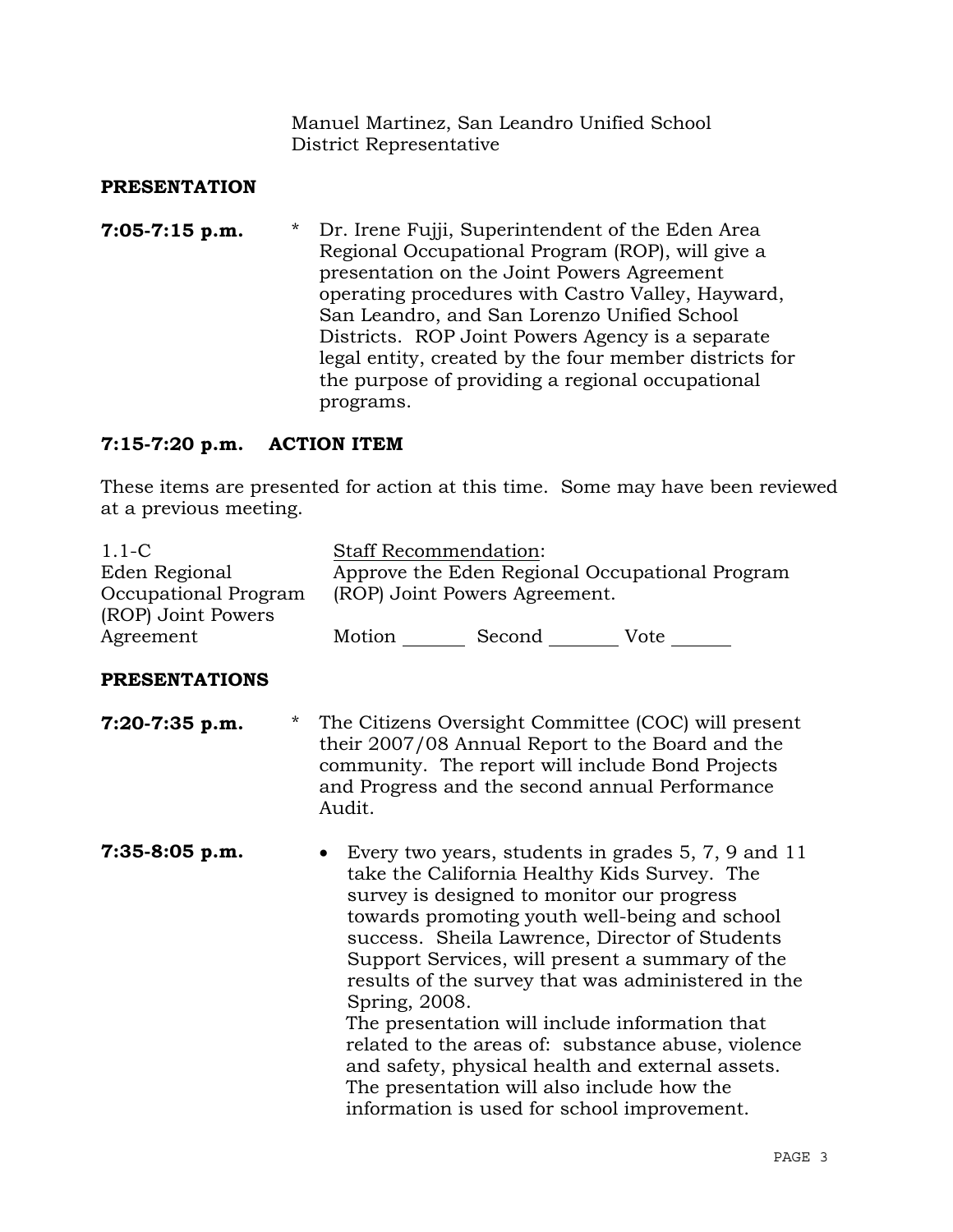Manuel Martinez, San Leandro Unified School District Representative

**PRESENTATION**

**7:05-7:15 p.m.** * Dr. Irene Fujji, Superintendent of the Eden Area Regional Occupational Program (ROP), will give a presentation on the Joint Powers Agreement operating procedures with Castro Valley, Hayward, San Leandro, and San Lorenzo Unified School Districts. ROP Joint Powers Agency is a separate legal entity, created by the four member districts for the purpose of providing a regional occupational programs.

**7:15-7:20 p.m. ACTION ITEM**

These items are presented for action at this time. Some may have been reviewed at a previous meeting.

| | |
|---|---|
| 1.1-C<br>Eden Regional Occupational Program (ROP) Joint Powers Agreement | Staff Recommendation:<br>Approve the Eden Regional Occupational Program (ROP) Joint Powers Agreement.<br><br>Motion _______ Second _______ Vote _______ |

**PRESENTATIONS**

**7:20-7:35 p.m.** * The Citizens Oversight Committee (COC) will present their 2007/08 Annual Report to the Board and the community. The report will include Bond Projects and Progress and the second annual Performance Audit.

**7:35-8:05 p.m.**

- Every two years, students in grades 5, 7, 9 and 11 take the California Healthy Kids Survey. The survey is designed to monitor our progress towards promoting youth well-being and school success. Sheila Lawrence, Director of Students Support Services, will present a summary of the results of the survey that was administered in the Spring, 2008.
  The presentation will include information that related to the areas of: substance abuse, violence and safety, physical health and external assets. The presentation will also include how the information is used for school improvement.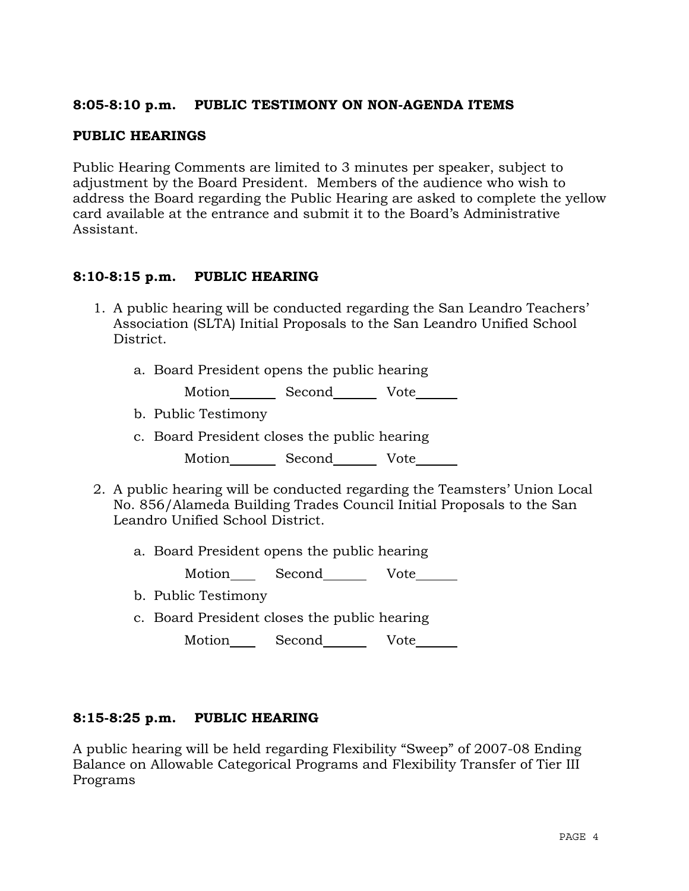**8:05-8:10 p.m. PUBLIC TESTIMONY ON NON-AGENDA ITEMS**

**PUBLIC HEARINGS**

Public Hearing Comments are limited to 3 minutes per speaker, subject to adjustment by the Board President. Members of the audience who wish to address the Board regarding the Public Hearing are asked to complete the yellow card available at the entrance and submit it to the Board's Administrative Assistant.

**8:10-8:15 p.m. PUBLIC HEARING**

1. A public hearing will be conducted regarding the San Leandro Teachers' Association (SLTA) Initial Proposals to the San Leandro Unified School District.

   a. Board President opens the public hearing

      Motion_______ Second_______ Vote_______

   b. Public Testimony

   c. Board President closes the public hearing

      Motion_______ Second_______ Vote_______

2. A public hearing will be conducted regarding the Teamsters' Union Local No. 856/Alameda Building Trades Council Initial Proposals to the San Leandro Unified School District.

   a. Board President opens the public hearing

      Motion____ Second_______ Vote_______

   b. Public Testimony

   c. Board President closes the public hearing

      Motion____ Second_______ Vote_______

**8:15-8:25 p.m. PUBLIC HEARING**

A public hearing will be held regarding Flexibility "Sweep" of 2007-08 Ending Balance on Allowable Categorical Programs and Flexibility Transfer of Tier III Programs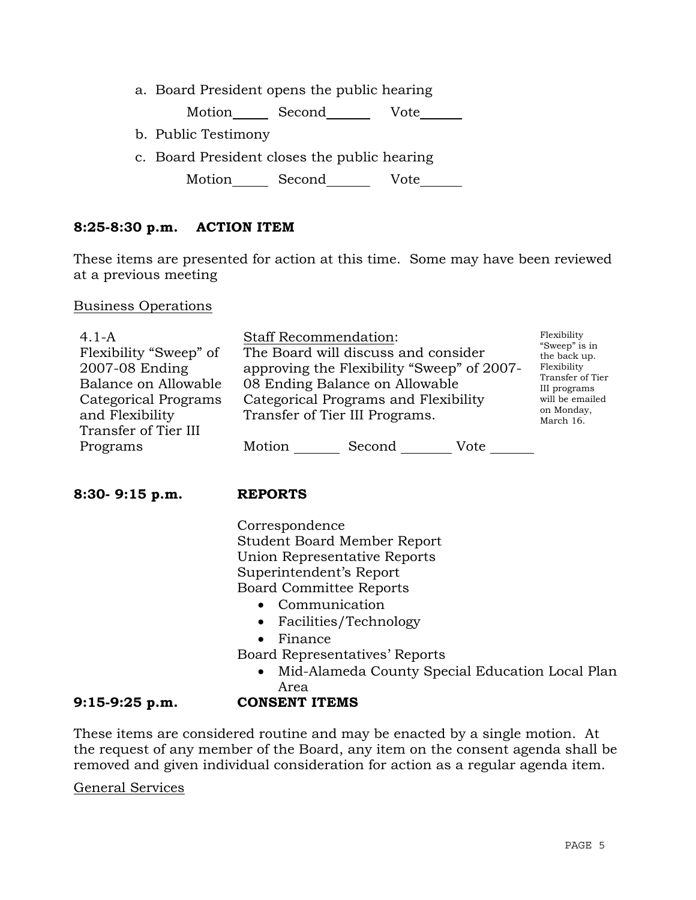a. Board President opens the public hearing

   Motion_____ Second______ Vote______

b. Public Testimony

c. Board President closes the public hearing

   Motion_____ Second______ Vote______

**8:25-8:30 p.m. ACTION ITEM**

These items are presented for action at this time. Some may have been reviewed at a previous meeting

Business Operations

| | | |
|---|---|---|
| 4.1-A Flexibility "Sweep" of 2007-08 Ending Balance on Allowable Categorical Programs and Flexibility Transfer of Tier III Programs | Staff Recommendation: The Board will discuss and consider approving the Flexibility "Sweep" of 2007-08 Ending Balance on Allowable Categorical Programs and Flexibility Transfer of Tier III Programs. <br><br> Motion _______ Second _______ Vote _______ | Flexibility "Sweep" is in the back up. Flexibility Transfer of Tier III programs will be emailed on Monday, March 16. |

**8:30- 9:15 p.m. REPORTS**

Correspondence
Student Board Member Report
Union Representative Reports
Superintendent's Report
Board Committee Reports

- Communication
- Facilities/Technology
- Finance

Board Representatives' Reports

- Mid-Alameda County Special Education Local Plan Area

**9:15-9:25 p.m. CONSENT ITEMS**

These items are considered routine and may be enacted by a single motion. At the request of any member of the Board, any item on the consent agenda shall be removed and given individual consideration for action as a regular agenda item.

General Services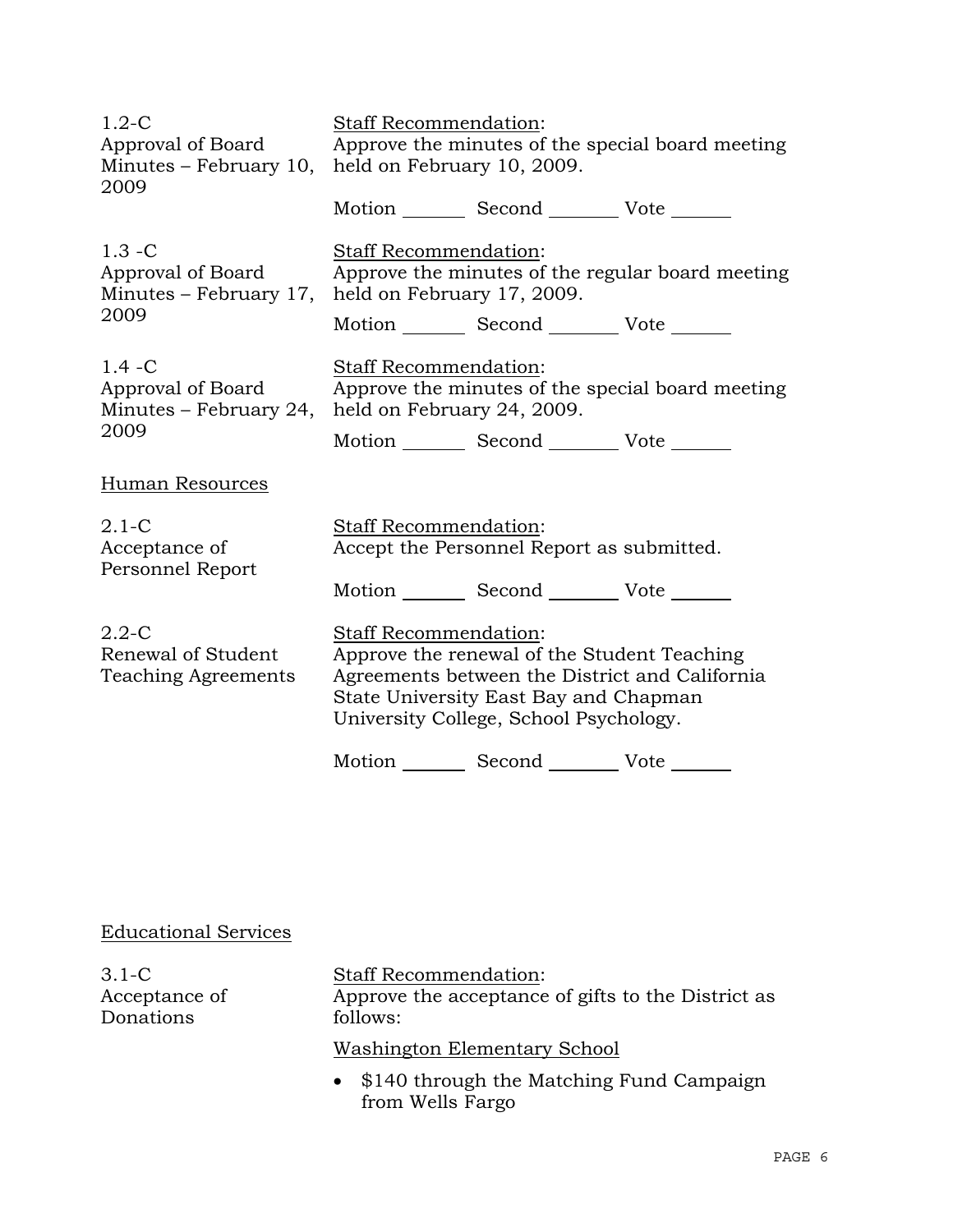1.2-C
Approval of Board Minutes – February 10, 2009

Staff Recommendation:
Approve the minutes of the special board meeting held on February 10, 2009.

Motion _______ Second _______ Vote _______

1.3 -C
Approval of Board Minutes – February 17, 2009

Staff Recommendation:
Approve the minutes of the regular board meeting held on February 17, 2009.

Motion _______ Second _______ Vote _______

1.4 -C
Approval of Board Minutes – February 24, 2009

Staff Recommendation:
Approve the minutes of the special board meeting held on February 24, 2009.

Motion _______ Second _______ Vote _______

Human Resources

2.1-C
Acceptance of Personnel Report

Staff Recommendation:
Accept the Personnel Report as submitted.

Motion _______ Second _______ Vote _______

2.2-C
Renewal of Student Teaching Agreements

Staff Recommendation:
Approve the renewal of the Student Teaching Agreements between the District and California State University East Bay and Chapman University College, School Psychology.

Motion _______ Second _______ Vote _______

Educational Services

3.1-C
Acceptance of Donations

Staff Recommendation:
Approve the acceptance of gifts to the District as follows:

Washington Elementary School

- $140 through the Matching Fund Campaign from Wells Fargo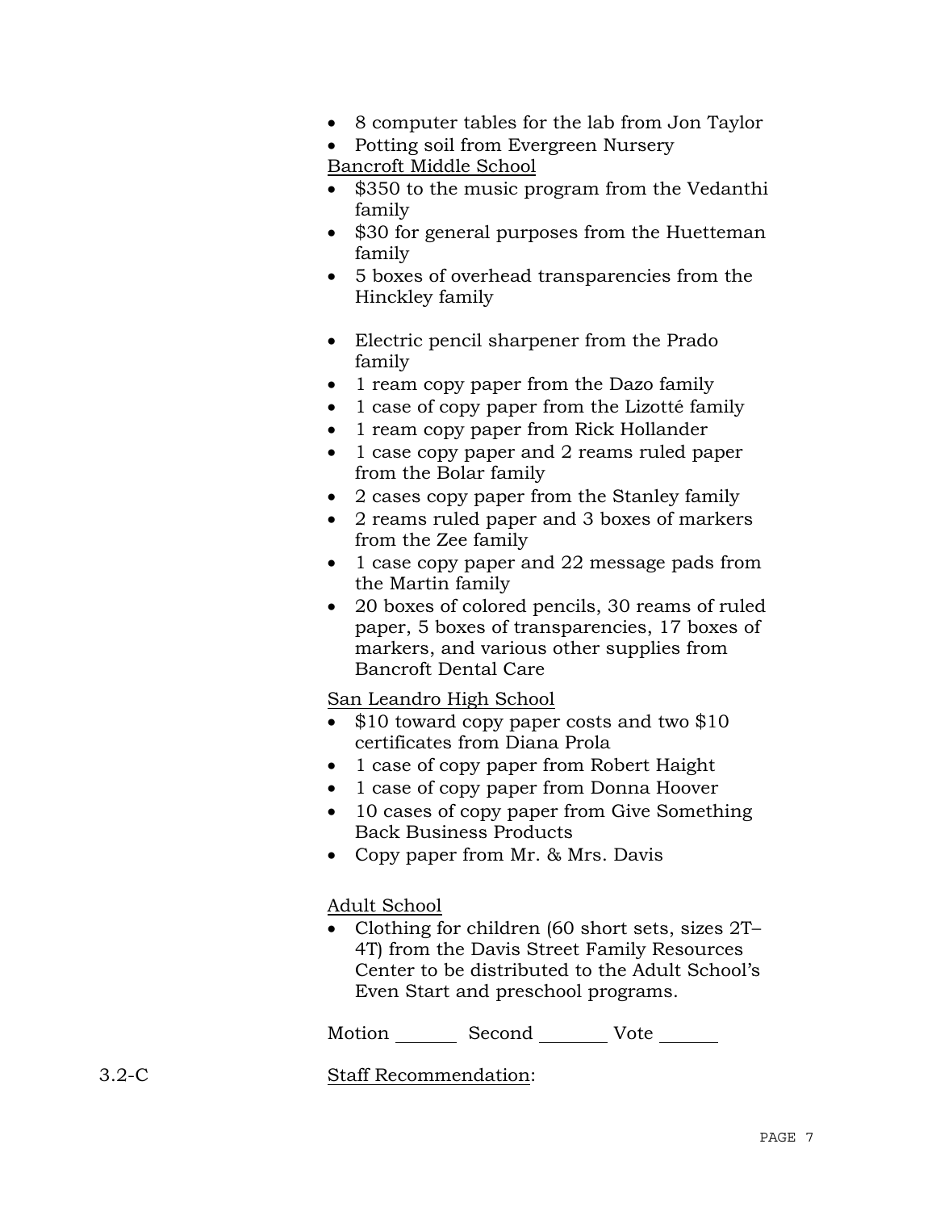- 8 computer tables for the lab from Jon Taylor
- Potting soil from Evergreen Nursery

Bancroft Middle School

- $350 to the music program from the Vedanthi family
- $30 for general purposes from the Huetteman family
- 5 boxes of overhead transparencies from the Hinckley family
- Electric pencil sharpener from the Prado family
- 1 ream copy paper from the Dazo family
- 1 case of copy paper from the Lizotté family
- 1 ream copy paper from Rick Hollander
- 1 case copy paper and 2 reams ruled paper from the Bolar family
- 2 cases copy paper from the Stanley family
- 2 reams ruled paper and 3 boxes of markers from the Zee family
- 1 case copy paper and 22 message pads from the Martin family
- 20 boxes of colored pencils, 30 reams of ruled paper, 5 boxes of transparencies, 17 boxes of markers, and various other supplies from Bancroft Dental Care

San Leandro High School

- $10 toward copy paper costs and two $10 certificates from Diana Prola
- 1 case of copy paper from Robert Haight
- 1 case of copy paper from Donna Hoover
- 10 cases of copy paper from Give Something Back Business Products
- Copy paper from Mr. & Mrs. Davis

Adult School

- Clothing for children (60 short sets, sizes 2T–4T) from the Davis Street Family Resources Center to be distributed to the Adult School's Even Start and preschool programs.

Motion \_\_\_\_\_\_ Second \_\_\_\_\_\_ Vote \_\_\_\_\_\_

3.2-C Staff Recommendation: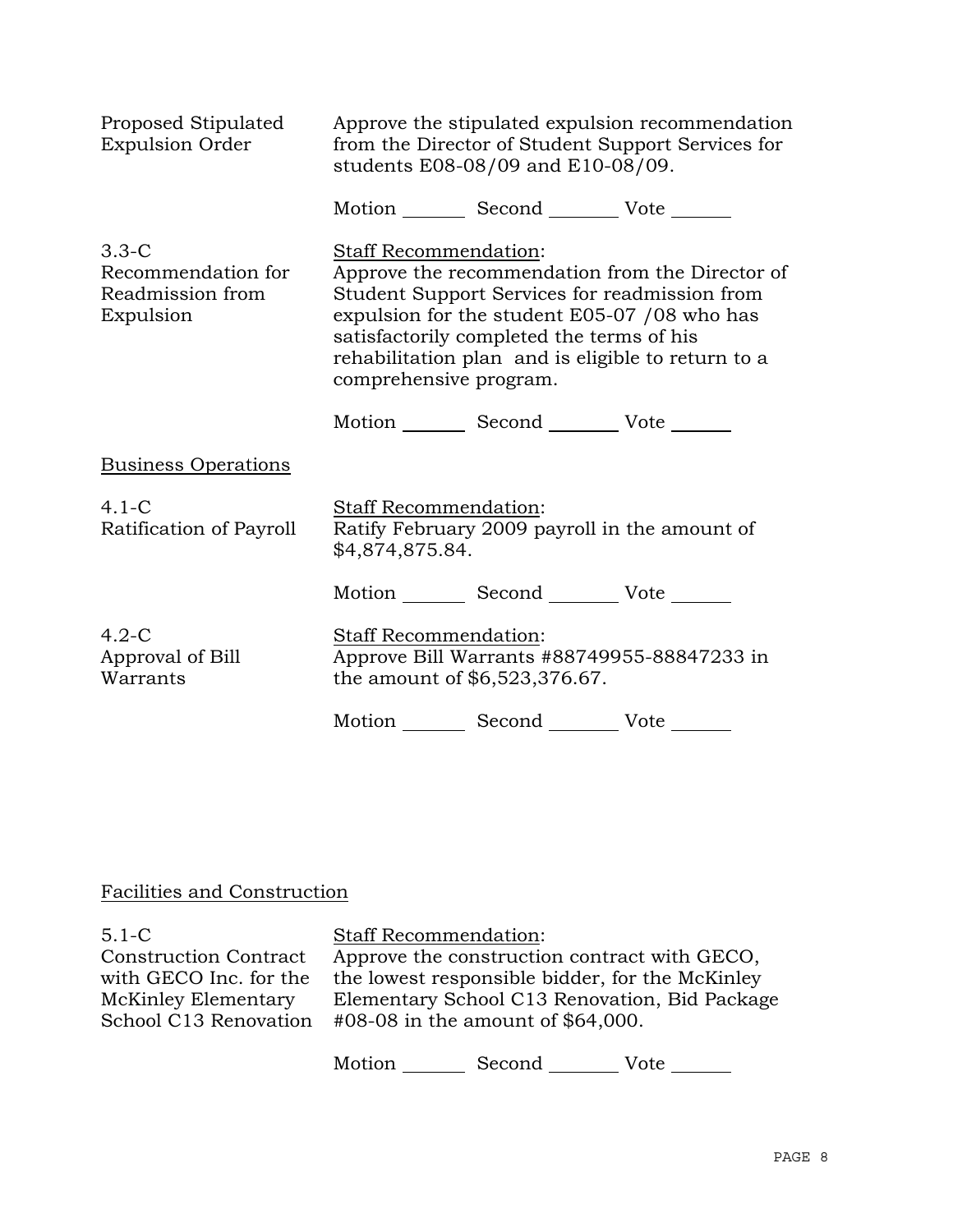Proposed Stipulated Expulsion Order

Approve the stipulated expulsion recommendation from the Director of Student Support Services for students E08-08/09 and E10-08/09.

Motion _______ Second _______ Vote _______

3.3-C Recommendation for Readmission from Expulsion

Staff Recommendation:
Approve the recommendation from the Director of Student Support Services for readmission from expulsion for the student E05-07 /08 who has satisfactorily completed the terms of his rehabilitation plan and is eligible to return to a comprehensive program.

Motion _______ Second _______ Vote _______

## Business Operations

4.1-C Ratification of Payroll

Staff Recommendation:
Ratify February 2009 payroll in the amount of $4,874,875.84.

Motion _______ Second _______ Vote _______

4.2-C Approval of Bill Warrants

Staff Recommendation:
Approve Bill Warrants #88749955-88847233 in the amount of $6,523,376.67.

Motion _______ Second _______ Vote _______

## Facilities and Construction

5.1-C Construction Contract with GECO Inc. for the McKinley Elementary School C13 Renovation

Staff Recommendation:
Approve the construction contract with GECO, the lowest responsible bidder, for the McKinley Elementary School C13 Renovation, Bid Package #08-08 in the amount of $64,000.

Motion _______ Second _______ Vote _______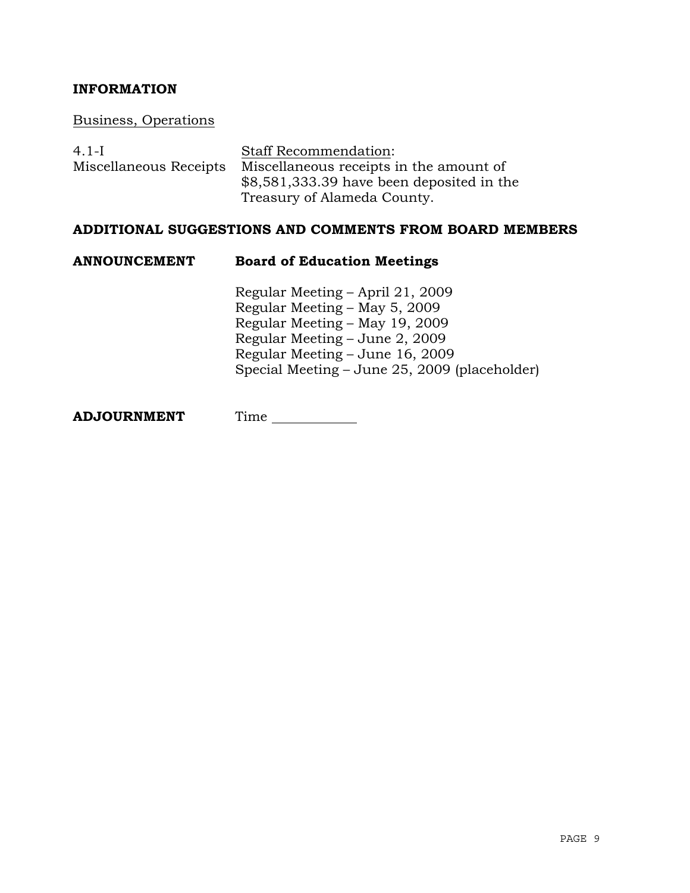**INFORMATION**

Business, Operations

4.1-I
Miscellaneous Receipts

Staff Recommendation:
Miscellaneous receipts in the amount of $8,581,333.39 have been deposited in the Treasury of Alameda County.

**ADDITIONAL SUGGESTIONS AND COMMENTS FROM BOARD MEMBERS**

**ANNOUNCEMENT** **Board of Education Meetings**

Regular Meeting – April 21, 2009
Regular Meeting – May 5, 2009
Regular Meeting – May 19, 2009
Regular Meeting – June 2, 2009
Regular Meeting – June 16, 2009
Special Meeting – June 25, 2009 (placeholder)

**ADJOURNMENT** Time ____________